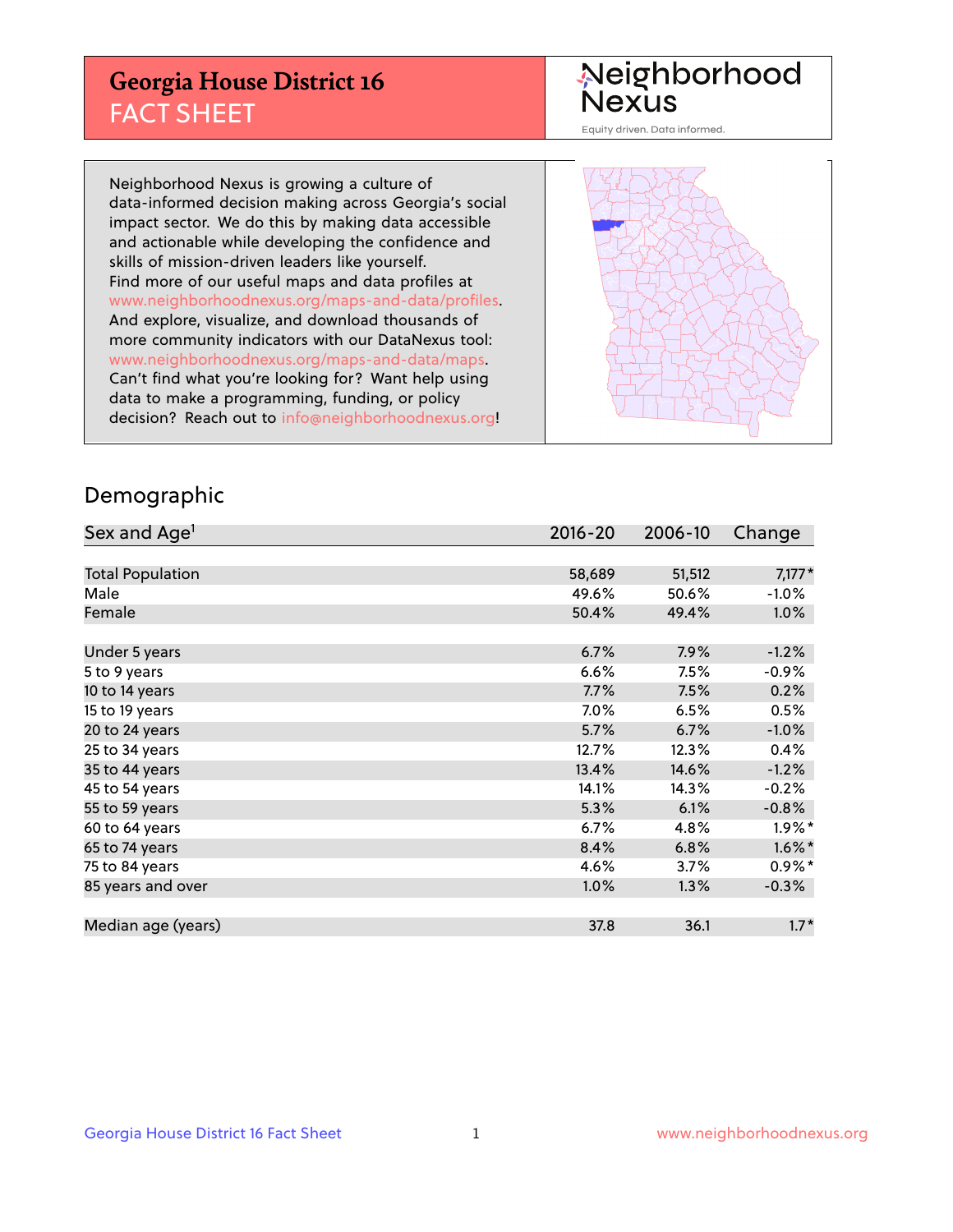# Georgia House District 16
## FACT SHEET

Neighborhood Nexus
Equity driven. Data informed.

Neighborhood Nexus is growing a culture of data-informed decision making across Georgia's social impact sector. We do this by making data accessible and actionable while developing the confidence and skills of mission-driven leaders like yourself. Find more of our useful maps and data profiles at www.neighborhoodnexus.org/maps-and-data/profiles. And explore, visualize, and download thousands of more community indicators with our DataNexus tool: www.neighborhoodnexus.org/maps-and-data/maps. Can't find what you're looking for? Want help using data to make a programming, funding, or policy decision? Reach out to info@neighborhoodnexus.org!

## Demographic

| Sex and Age[1] | 2016-20 | 2006-10 | Change |
|---|---|---|---|
| Total Population | 58,689 | 51,512 | 7,177* |
| Male | 49.6% | 50.6% | -1.0% |
| Female | 50.4% | 49.4% | 1.0% |
| | | | |
| Under 5 years | 6.7% | 7.9% | -1.2% |
| 5 to 9 years | 6.6% | 7.5% | -0.9% |
| 10 to 14 years | 7.7% | 7.5% | 0.2% |
| 15 to 19 years | 7.0% | 6.5% | 0.5% |
| 20 to 24 years | 5.7% | 6.7% | -1.0% |
| 25 to 34 years | 12.7% | 12.3% | 0.4% |
| 35 to 44 years | 13.4% | 14.6% | -1.2% |
| 45 to 54 years | 14.1% | 14.3% | -0.2% |
| 55 to 59 years | 5.3% | 6.1% | -0.8% |
| 60 to 64 years | 6.7% | 4.8% | 1.9%* |
| 65 to 74 years | 8.4% | 6.8% | 1.6%* |
| 75 to 84 years | 4.6% | 3.7% | 0.9%* |
| 85 years and over | 1.0% | 1.3% | -0.3% |
| | | | |
| Median age (years) | 37.8 | 36.1 | 1.7* |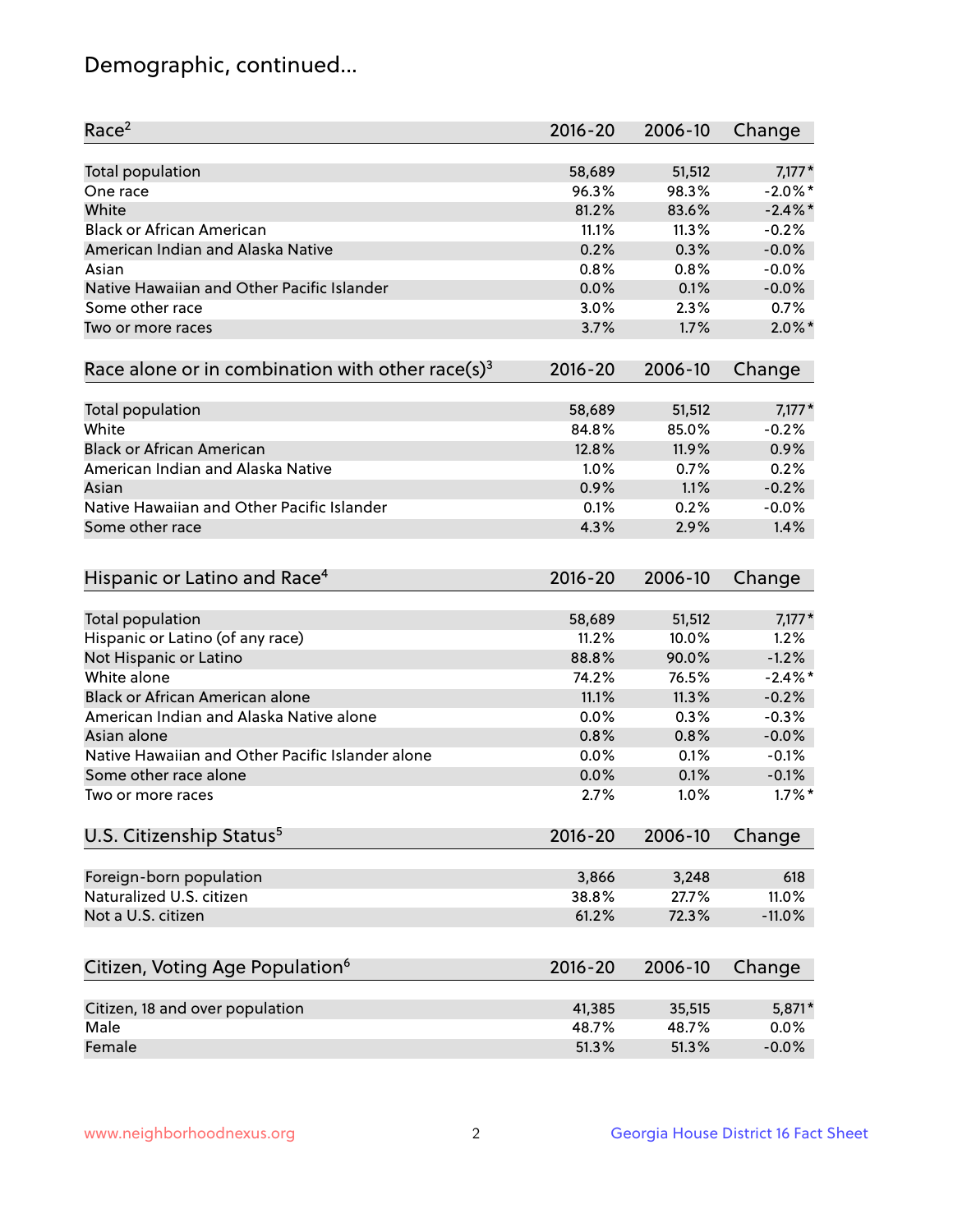# Demographic, continued...

| Race[2] | 2016-20 | 2006-10 | Change |
|---|---|---|---|
| Total population | 58,689 | 51,512 | 7,177* |
| One race | 96.3% | 98.3% | -2.0%* |
| White | 81.2% | 83.6% | -2.4%* |
| Black or African American | 11.1% | 11.3% | -0.2% |
| American Indian and Alaska Native | 0.2% | 0.3% | -0.0% |
| Asian | 0.8% | 0.8% | -0.0% |
| Native Hawaiian and Other Pacific Islander | 0.0% | 0.1% | -0.0% |
| Some other race | 3.0% | 2.3% | 0.7% |
| Two or more races | 3.7% | 1.7% | 2.0%* |

| Race alone or in combination with other race(s)[3] | 2016-20 | 2006-10 | Change |
|---|---|---|---|
| Total population | 58,689 | 51,512 | 7,177* |
| White | 84.8% | 85.0% | -0.2% |
| Black or African American | 12.8% | 11.9% | 0.9% |
| American Indian and Alaska Native | 1.0% | 0.7% | 0.2% |
| Asian | 0.9% | 1.1% | -0.2% |
| Native Hawaiian and Other Pacific Islander | 0.1% | 0.2% | -0.0% |
| Some other race | 4.3% | 2.9% | 1.4% |

| Hispanic or Latino and Race[4] | 2016-20 | 2006-10 | Change |
|---|---|---|---|
| Total population | 58,689 | 51,512 | 7,177* |
| Hispanic or Latino (of any race) | 11.2% | 10.0% | 1.2% |
| Not Hispanic or Latino | 88.8% | 90.0% | -1.2% |
| White alone | 74.2% | 76.5% | -2.4%* |
| Black or African American alone | 11.1% | 11.3% | -0.2% |
| American Indian and Alaska Native alone | 0.0% | 0.3% | -0.3% |
| Asian alone | 0.8% | 0.8% | -0.0% |
| Native Hawaiian and Other Pacific Islander alone | 0.0% | 0.1% | -0.1% |
| Some other race alone | 0.0% | 0.1% | -0.1% |
| Two or more races | 2.7% | 1.0% | 1.7%* |

| U.S. Citizenship Status[5] | 2016-20 | 2006-10 | Change |
|---|---|---|---|
| Foreign-born population | 3,866 | 3,248 | 618 |
| Naturalized U.S. citizen | 38.8% | 27.7% | 11.0% |
| Not a U.S. citizen | 61.2% | 72.3% | -11.0% |

| Citizen, Voting Age Population[6] | 2016-20 | 2006-10 | Change |
|---|---|---|---|
| Citizen, 18 and over population | 41,385 | 35,515 | 5,871* |
| Male | 48.7% | 48.7% | 0.0% |
| Female | 51.3% | 51.3% | -0.0% |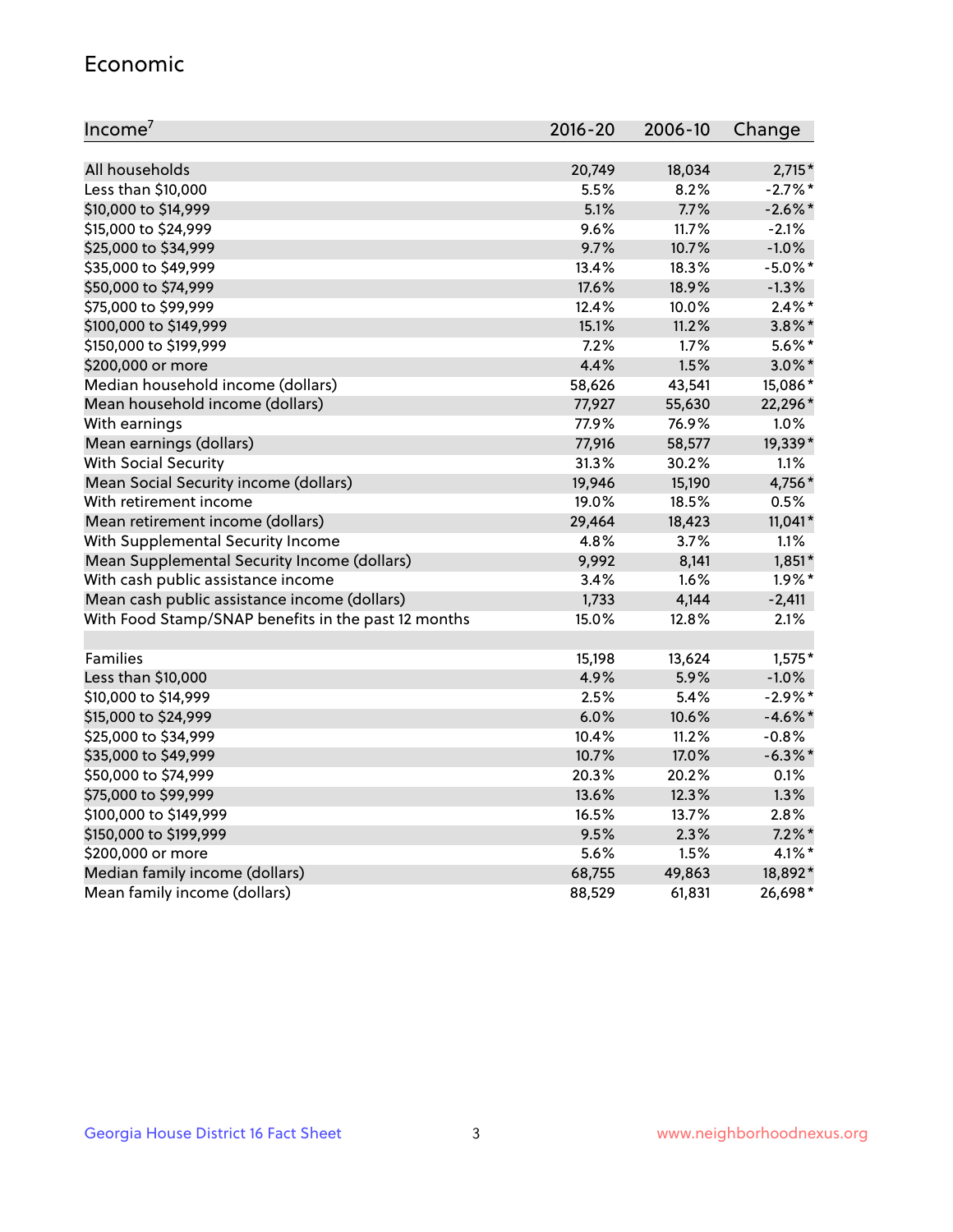## Economic

| Income[7] | 2016-20 | 2006-10 | Change |
|---|---|---|---|
| All households | 20,749 | 18,034 | 2,715* |
| Less than $10,000 | 5.5% | 8.2% | -2.7%* |
| $10,000 to $14,999 | 5.1% | 7.7% | -2.6%* |
| $15,000 to $24,999 | 9.6% | 11.7% | -2.1% |
| $25,000 to $34,999 | 9.7% | 10.7% | -1.0% |
| $35,000 to $49,999 | 13.4% | 18.3% | -5.0%* |
| $50,000 to $74,999 | 17.6% | 18.9% | -1.3% |
| $75,000 to $99,999 | 12.4% | 10.0% | 2.4%* |
| $100,000 to $149,999 | 15.1% | 11.2% | 3.8%* |
| $150,000 to $199,999 | 7.2% | 1.7% | 5.6%* |
| $200,000 or more | 4.4% | 1.5% | 3.0%* |
| Median household income (dollars) | 58,626 | 43,541 | 15,086* |
| Mean household income (dollars) | 77,927 | 55,630 | 22,296* |
| With earnings | 77.9% | 76.9% | 1.0% |
| Mean earnings (dollars) | 77,916 | 58,577 | 19,339* |
| With Social Security | 31.3% | 30.2% | 1.1% |
| Mean Social Security income (dollars) | 19,946 | 15,190 | 4,756* |
| With retirement income | 19.0% | 18.5% | 0.5% |
| Mean retirement income (dollars) | 29,464 | 18,423 | 11,041* |
| With Supplemental Security Income | 4.8% | 3.7% | 1.1% |
| Mean Supplemental Security Income (dollars) | 9,992 | 8,141 | 1,851* |
| With cash public assistance income | 3.4% | 1.6% | 1.9%* |
| Mean cash public assistance income (dollars) | 1,733 | 4,144 | -2,411 |
| With Food Stamp/SNAP benefits in the past 12 months | 15.0% | 12.8% | 2.1% |
| | | | |
| Families | 15,198 | 13,624 | 1,575* |
| Less than $10,000 | 4.9% | 5.9% | -1.0% |
| $10,000 to $14,999 | 2.5% | 5.4% | -2.9%* |
| $15,000 to $24,999 | 6.0% | 10.6% | -4.6%* |
| $25,000 to $34,999 | 10.4% | 11.2% | -0.8% |
| $35,000 to $49,999 | 10.7% | 17.0% | -6.3%* |
| $50,000 to $74,999 | 20.3% | 20.2% | 0.1% |
| $75,000 to $99,999 | 13.6% | 12.3% | 1.3% |
| $100,000 to $149,999 | 16.5% | 13.7% | 2.8% |
| $150,000 to $199,999 | 9.5% | 2.3% | 7.2%* |
| $200,000 or more | 5.6% | 1.5% | 4.1%* |
| Median family income (dollars) | 68,755 | 49,863 | 18,892* |
| Mean family income (dollars) | 88,529 | 61,831 | 26,698* |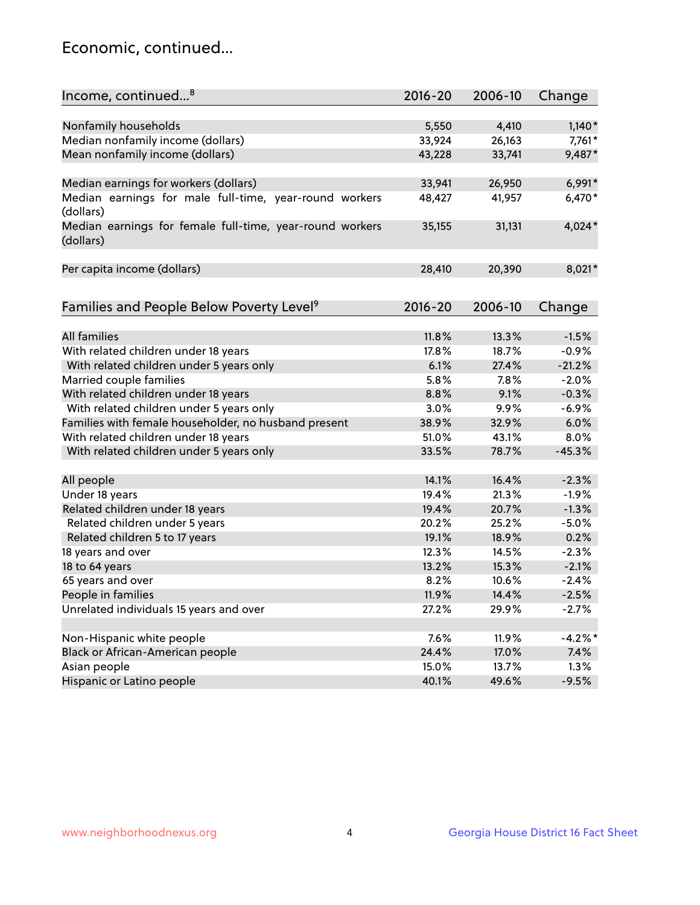## Economic, continued...

| Income, continued...[8] | 2016-20 | 2006-10 | Change |
|---|---|---|---|
| Nonfamily households | 5,550 | 4,410 | 1,140* |
| Median nonfamily income (dollars) | 33,924 | 26,163 | 7,761* |
| Mean nonfamily income (dollars) | 43,228 | 33,741 | 9,487* |
| Median earnings for workers (dollars) | 33,941 | 26,950 | 6,991* |
| Median earnings for male full-time, year-round workers (dollars) | 48,427 | 41,957 | 6,470* |
| Median earnings for female full-time, year-round workers (dollars) | 35,155 | 31,131 | 4,024* |
| Per capita income (dollars) | 28,410 | 20,390 | 8,021* |

| Families and People Below Poverty Level[9] | 2016-20 | 2006-10 | Change |
|---|---|---|---|
| All families | 11.8% | 13.3% | -1.5% |
| With related children under 18 years | 17.8% | 18.7% | -0.9% |
| With related children under 5 years only | 6.1% | 27.4% | -21.2% |
| Married couple families | 5.8% | 7.8% | -2.0% |
| With related children under 18 years | 8.8% | 9.1% | -0.3% |
| With related children under 5 years only | 3.0% | 9.9% | -6.9% |
| Families with female householder, no husband present | 38.9% | 32.9% | 6.0% |
| With related children under 18 years | 51.0% | 43.1% | 8.0% |
| With related children under 5 years only | 33.5% | 78.7% | -45.3% |
| All people | 14.1% | 16.4% | -2.3% |
| Under 18 years | 19.4% | 21.3% | -1.9% |
| Related children under 18 years | 19.4% | 20.7% | -1.3% |
| Related children under 5 years | 20.2% | 25.2% | -5.0% |
| Related children 5 to 17 years | 19.1% | 18.9% | 0.2% |
| 18 years and over | 12.3% | 14.5% | -2.3% |
| 18 to 64 years | 13.2% | 15.3% | -2.1% |
| 65 years and over | 8.2% | 10.6% | -2.4% |
| People in families | 11.9% | 14.4% | -2.5% |
| Unrelated individuals 15 years and over | 27.2% | 29.9% | -2.7% |
| Non-Hispanic white people | 7.6% | 11.9% | -4.2%* |
| Black or African-American people | 24.4% | 17.0% | 7.4% |
| Asian people | 15.0% | 13.7% | 1.3% |
| Hispanic or Latino people | 40.1% | 49.6% | -9.5% |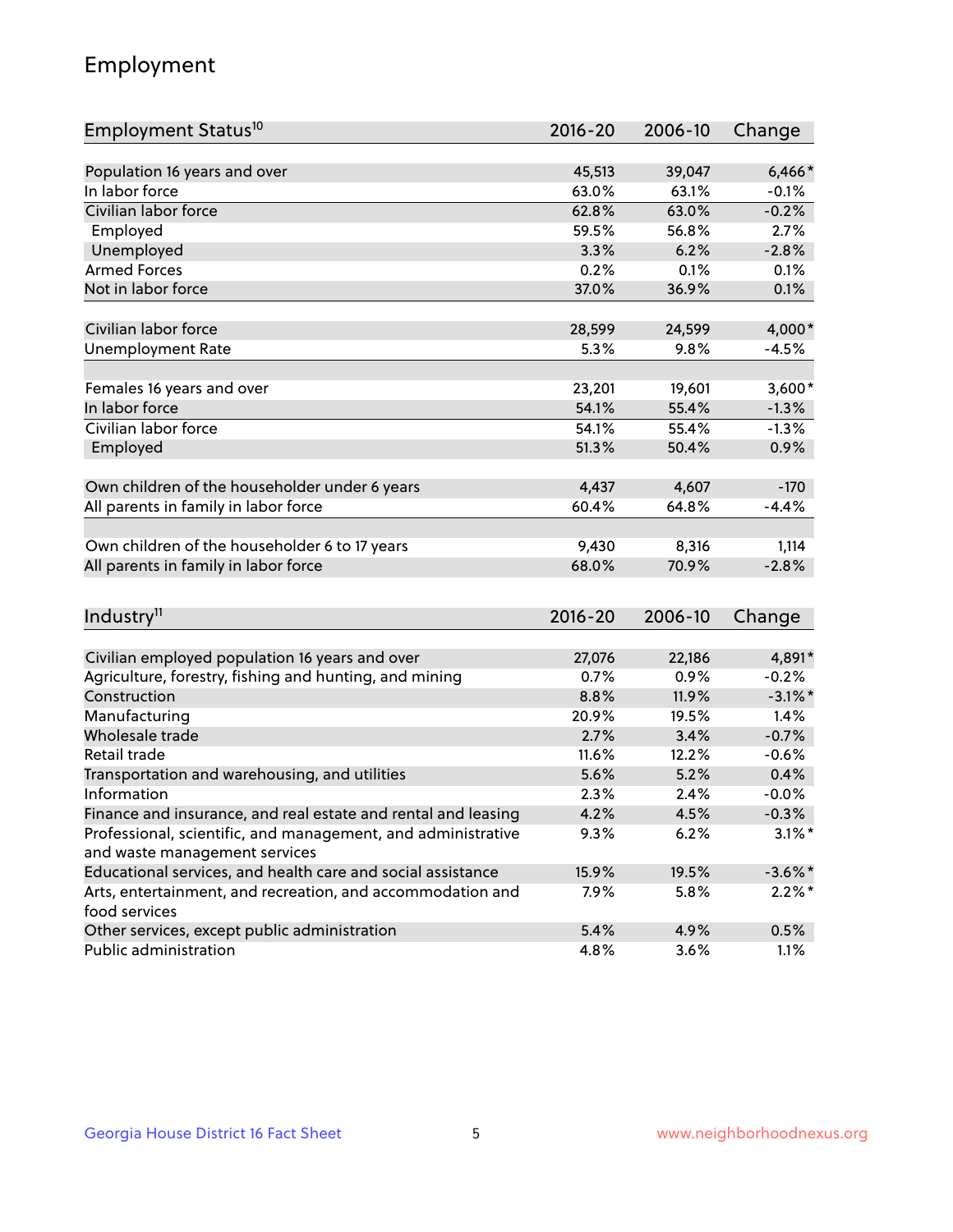## Employment

| Employment Status[10] | 2016-20 | 2006-10 | Change |
|---|---|---|---|
| Population 16 years and over | 45,513 | 39,047 | 6,466* |
| In labor force | 63.0% | 63.1% | -0.1% |
| Civilian labor force | 62.8% | 63.0% | -0.2% |
| Employed | 59.5% | 56.8% | 2.7% |
| Unemployed | 3.3% | 6.2% | -2.8% |
| Armed Forces | 0.2% | 0.1% | 0.1% |
| Not in labor force | 37.0% | 36.9% | 0.1% |
| | | | |
| Civilian labor force | 28,599 | 24,599 | 4,000* |
| Unemployment Rate | 5.3% | 9.8% | -4.5% |
| | | | |
| Females 16 years and over | 23,201 | 19,601 | 3,600* |
| In labor force | 54.1% | 55.4% | -1.3% |
| Civilian labor force | 54.1% | 55.4% | -1.3% |
| Employed | 51.3% | 50.4% | 0.9% |
| | | | |
| Own children of the householder under 6 years | 4,437 | 4,607 | -170 |
| All parents in family in labor force | 60.4% | 64.8% | -4.4% |
| | | | |
| Own children of the householder 6 to 17 years | 9,430 | 8,316 | 1,114 |
| All parents in family in labor force | 68.0% | 70.9% | -2.8% |

| Industry[11] | 2016-20 | 2006-10 | Change |
|---|---|---|---|
| Civilian employed population 16 years and over | 27,076 | 22,186 | 4,891* |
| Agriculture, forestry, fishing and hunting, and mining | 0.7% | 0.9% | -0.2% |
| Construction | 8.8% | 11.9% | -3.1%* |
| Manufacturing | 20.9% | 19.5% | 1.4% |
| Wholesale trade | 2.7% | 3.4% | -0.7% |
| Retail trade | 11.6% | 12.2% | -0.6% |
| Transportation and warehousing, and utilities | 5.6% | 5.2% | 0.4% |
| Information | 2.3% | 2.4% | -0.0% |
| Finance and insurance, and real estate and rental and leasing | 4.2% | 4.5% | -0.3% |
| Professional, scientific, and management, and administrative and waste management services | 9.3% | 6.2% | 3.1%* |
| Educational services, and health care and social assistance | 15.9% | 19.5% | -3.6%* |
| Arts, entertainment, and recreation, and accommodation and food services | 7.9% | 5.8% | 2.2%* |
| Other services, except public administration | 5.4% | 4.9% | 0.5% |
| Public administration | 4.8% | 3.6% | 1.1% |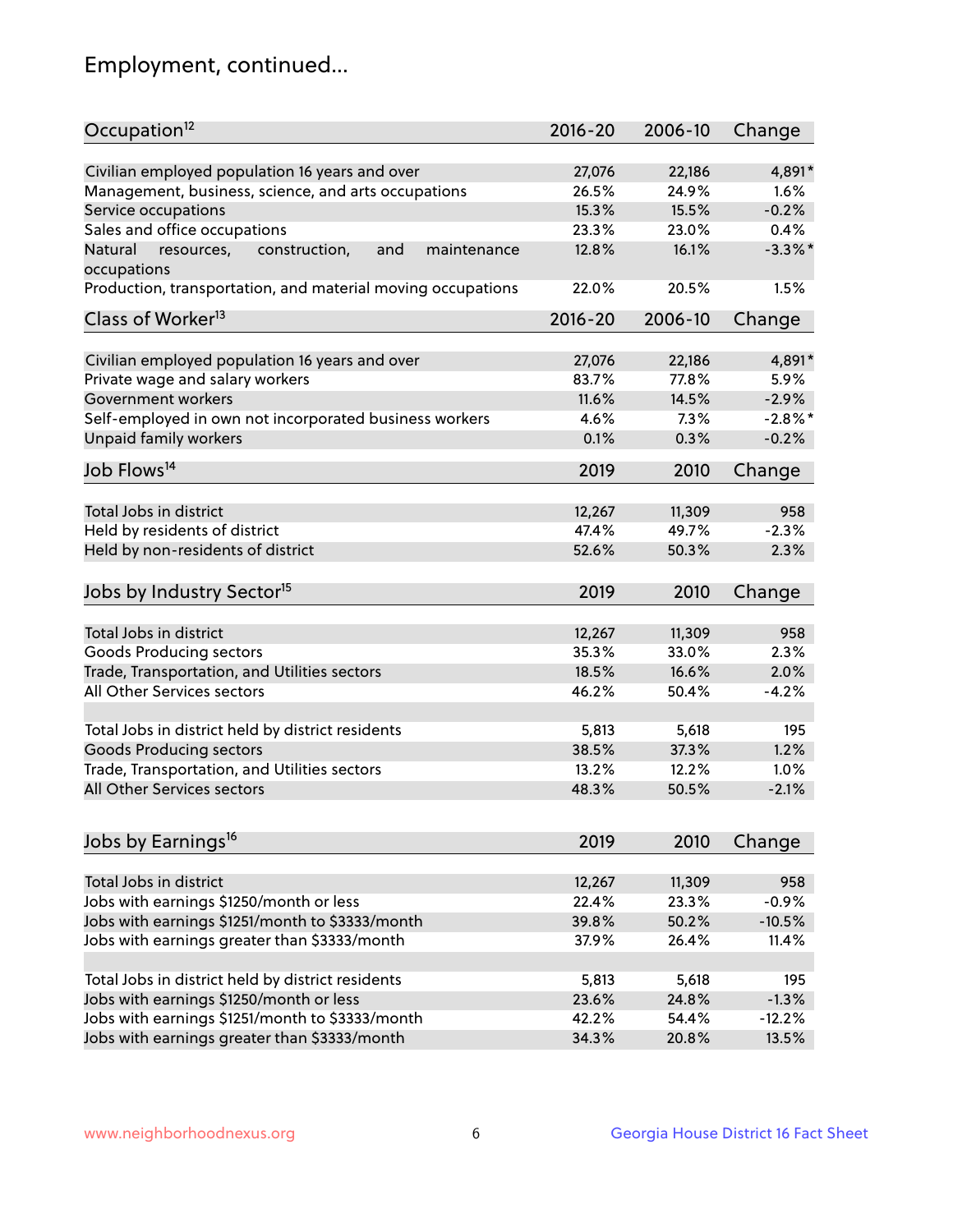# Employment, continued...

| Occupation[12] | 2016-20 | 2006-10 | Change |
|---|---|---|---|
| Civilian employed population 16 years and over | 27,076 | 22,186 | 4,891* |
| Management, business, science, and arts occupations | 26.5% | 24.9% | 1.6% |
| Service occupations | 15.3% | 15.5% | -0.2% |
| Sales and office occupations | 23.3% | 23.0% | 0.4% |
| Natural resources, construction, and maintenance occupations | 12.8% | 16.1% | -3.3%* |
| Production, transportation, and material moving occupations | 22.0% | 20.5% | 1.5% |

| Class of Worker[13] | 2016-20 | 2006-10 | Change |
|---|---|---|---|
| Civilian employed population 16 years and over | 27,076 | 22,186 | 4,891* |
| Private wage and salary workers | 83.7% | 77.8% | 5.9% |
| Government workers | 11.6% | 14.5% | -2.9% |
| Self-employed in own not incorporated business workers | 4.6% | 7.3% | -2.8%* |
| Unpaid family workers | 0.1% | 0.3% | -0.2% |

| Job Flows[14] | 2019 | 2010 | Change |
|---|---|---|---|
| Total Jobs in district | 12,267 | 11,309 | 958 |
| Held by residents of district | 47.4% | 49.7% | -2.3% |
| Held by non-residents of district | 52.6% | 50.3% | 2.3% |

| Jobs by Industry Sector[15] | 2019 | 2010 | Change |
|---|---|---|---|
| Total Jobs in district | 12,267 | 11,309 | 958 |
| Goods Producing sectors | 35.3% | 33.0% | 2.3% |
| Trade, Transportation, and Utilities sectors | 18.5% | 16.6% | 2.0% |
| All Other Services sectors | 46.2% | 50.4% | -4.2% |
| | | | |
| Total Jobs in district held by district residents | 5,813 | 5,618 | 195 |
| Goods Producing sectors | 38.5% | 37.3% | 1.2% |
| Trade, Transportation, and Utilities sectors | 13.2% | 12.2% | 1.0% |
| All Other Services sectors | 48.3% | 50.5% | -2.1% |

| Jobs by Earnings[16] | 2019 | 2010 | Change |
|---|---|---|---|
| Total Jobs in district | 12,267 | 11,309 | 958 |
| Jobs with earnings $1250/month or less | 22.4% | 23.3% | -0.9% |
| Jobs with earnings $1251/month to $3333/month | 39.8% | 50.2% | -10.5% |
| Jobs with earnings greater than $3333/month | 37.9% | 26.4% | 11.4% |
| | | | |
| Total Jobs in district held by district residents | 5,813 | 5,618 | 195 |
| Jobs with earnings $1250/month or less | 23.6% | 24.8% | -1.3% |
| Jobs with earnings $1251/month to $3333/month | 42.2% | 54.4% | -12.2% |
| Jobs with earnings greater than $3333/month | 34.3% | 20.8% | 13.5% |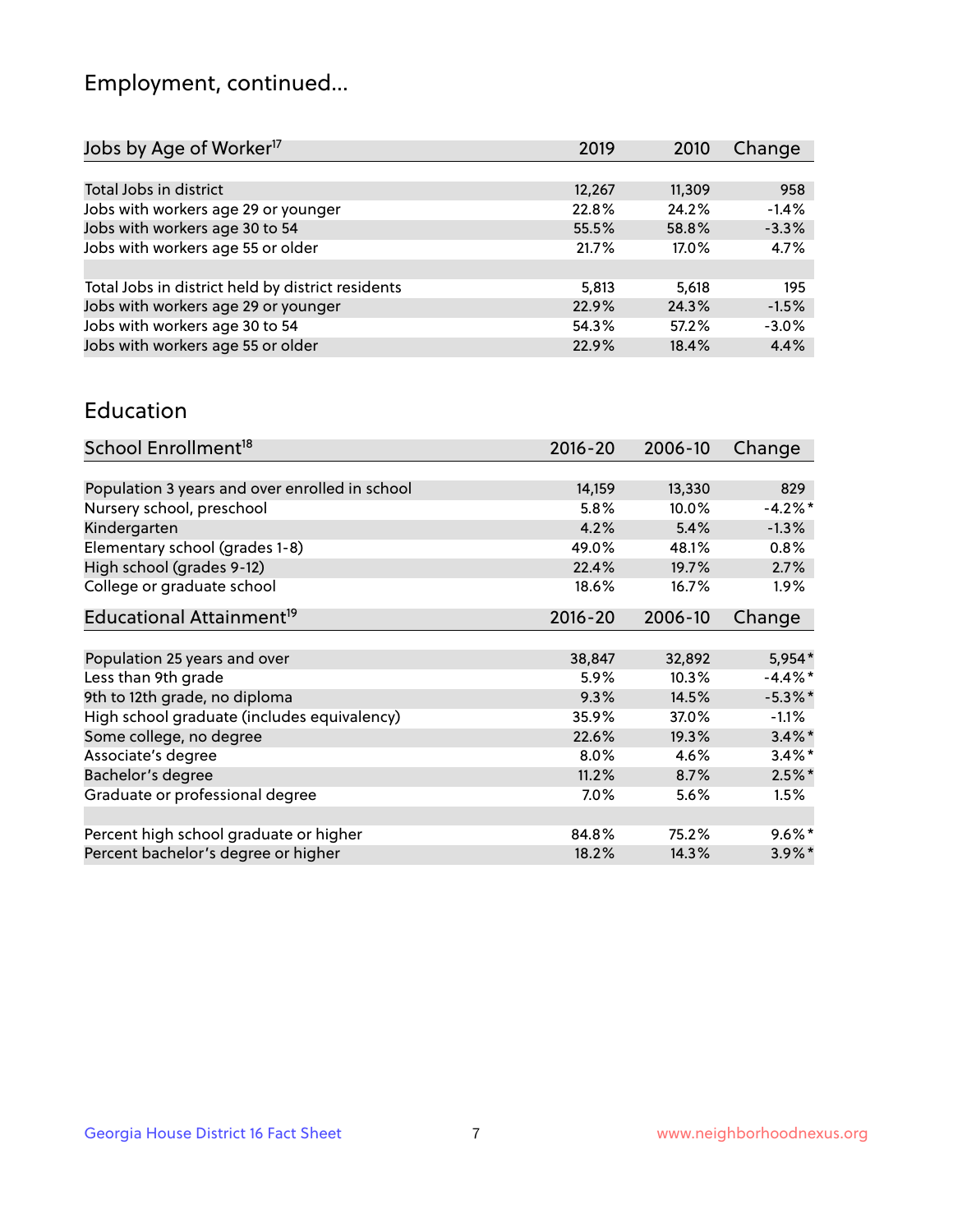# Employment, continued...

| Jobs by Age of Worker[17] | 2019 | 2010 | Change |
|---|---|---|---|
| | | | |
| Total Jobs in district | 12,267 | 11,309 | 958 |
| Jobs with workers age 29 or younger | 22.8% | 24.2% | -1.4% |
| Jobs with workers age 30 to 54 | 55.5% | 58.8% | -3.3% |
| Jobs with workers age 55 or older | 21.7% | 17.0% | 4.7% |
| | | | |
| Total Jobs in district held by district residents | 5,813 | 5,618 | 195 |
| Jobs with workers age 29 or younger | 22.9% | 24.3% | -1.5% |
| Jobs with workers age 30 to 54 | 54.3% | 57.2% | -3.0% |
| Jobs with workers age 55 or older | 22.9% | 18.4% | 4.4% |

## Education

| School Enrollment[18] | 2016-20 | 2006-10 | Change |
|---|---|---|---|
| | | | |
| Population 3 years and over enrolled in school | 14,159 | 13,330 | 829 |
| Nursery school, preschool | 5.8% | 10.0% | -4.2%* |
| Kindergarten | 4.2% | 5.4% | -1.3% |
| Elementary school (grades 1-8) | 49.0% | 48.1% | 0.8% |
| High school (grades 9-12) | 22.4% | 19.7% | 2.7% |
| College or graduate school | 18.6% | 16.7% | 1.9% |

| Educational Attainment[19] | 2016-20 | 2006-10 | Change |
|---|---|---|---|
| | | | |
| Population 25 years and over | 38,847 | 32,892 | 5,954* |
| Less than 9th grade | 5.9% | 10.3% | -4.4%* |
| 9th to 12th grade, no diploma | 9.3% | 14.5% | -5.3%* |
| High school graduate (includes equivalency) | 35.9% | 37.0% | -1.1% |
| Some college, no degree | 22.6% | 19.3% | 3.4%* |
| Associate's degree | 8.0% | 4.6% | 3.4%* |
| Bachelor's degree | 11.2% | 8.7% | 2.5%* |
| Graduate or professional degree | 7.0% | 5.6% | 1.5% |
| | | | |
| Percent high school graduate or higher | 84.8% | 75.2% | 9.6%* |
| Percent bachelor's degree or higher | 18.2% | 14.3% | 3.9%* |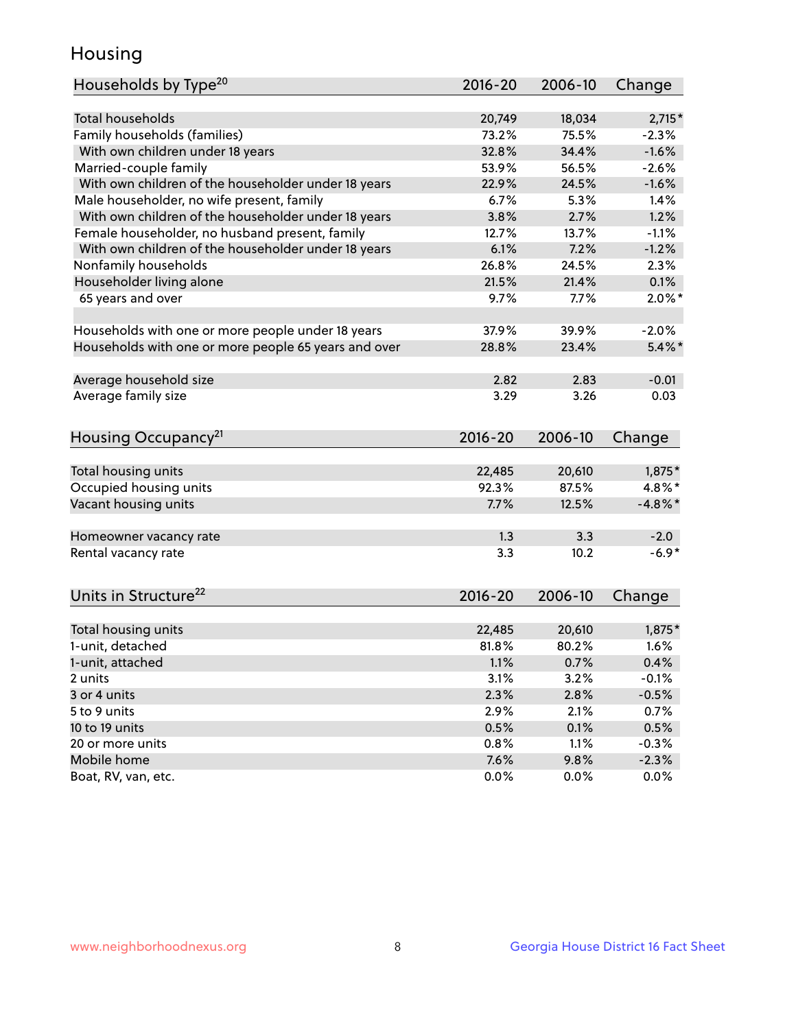# Housing

| Households by Type[20] | 2016-20 | 2006-10 | Change |
|---|---|---|---|
| Total households | 20,749 | 18,034 | 2,715* |
| Family households (families) | 73.2% | 75.5% | -2.3% |
| With own children under 18 years | 32.8% | 34.4% | -1.6% |
| Married-couple family | 53.9% | 56.5% | -2.6% |
| With own children of the householder under 18 years | 22.9% | 24.5% | -1.6% |
| Male householder, no wife present, family | 6.7% | 5.3% | 1.4% |
| With own children of the householder under 18 years | 3.8% | 2.7% | 1.2% |
| Female householder, no husband present, family | 12.7% | 13.7% | -1.1% |
| With own children of the householder under 18 years | 6.1% | 7.2% | -1.2% |
| Nonfamily households | 26.8% | 24.5% | 2.3% |
| Householder living alone | 21.5% | 21.4% | 0.1% |
| 65 years and over | 9.7% | 7.7% | 2.0%* |
| | | | |
| Households with one or more people under 18 years | 37.9% | 39.9% | -2.0% |
| Households with one or more people 65 years and over | 28.8% | 23.4% | 5.4%* |
| | | | |
| Average household size | 2.82 | 2.83 | -0.01 |
| Average family size | 3.29 | 3.26 | 0.03 |

| Housing Occupancy[21] | 2016-20 | 2006-10 | Change |
|---|---|---|---|
| Total housing units | 22,485 | 20,610 | 1,875* |
| Occupied housing units | 92.3% | 87.5% | 4.8%* |
| Vacant housing units | 7.7% | 12.5% | -4.8%* |
| | | | |
| Homeowner vacancy rate | 1.3 | 3.3 | -2.0 |
| Rental vacancy rate | 3.3 | 10.2 | -6.9* |

| Units in Structure[22] | 2016-20 | 2006-10 | Change |
|---|---|---|---|
| Total housing units | 22,485 | 20,610 | 1,875* |
| 1-unit, detached | 81.8% | 80.2% | 1.6% |
| 1-unit, attached | 1.1% | 0.7% | 0.4% |
| 2 units | 3.1% | 3.2% | -0.1% |
| 3 or 4 units | 2.3% | 2.8% | -0.5% |
| 5 to 9 units | 2.9% | 2.1% | 0.7% |
| 10 to 19 units | 0.5% | 0.1% | 0.5% |
| 20 or more units | 0.8% | 1.1% | -0.3% |
| Mobile home | 7.6% | 9.8% | -2.3% |
| Boat, RV, van, etc. | 0.0% | 0.0% | 0.0% |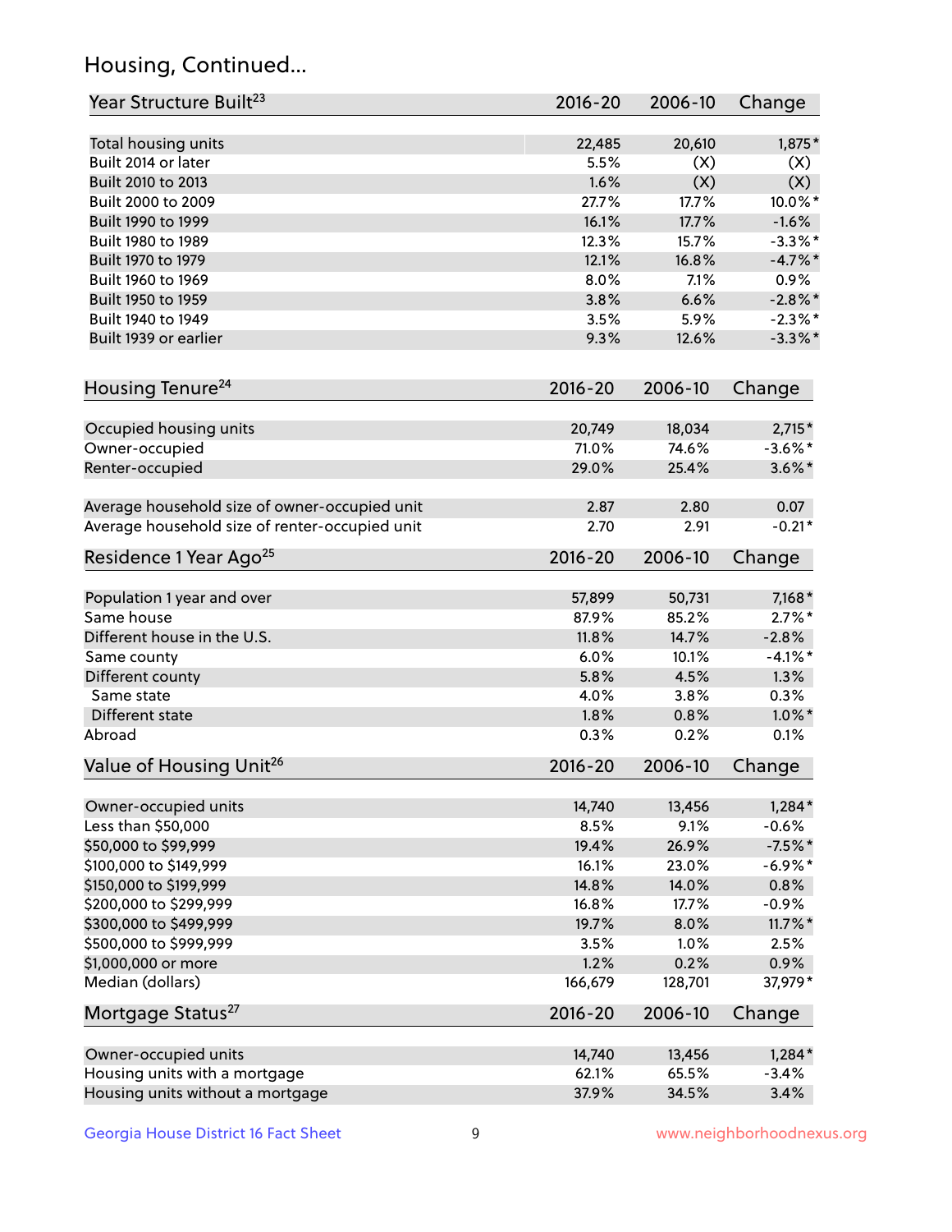## Housing, Continued...

| Year Structure Built[23] | 2016-20 | 2006-10 | Change |
|---|---|---|---|
| Total housing units | 22,485 | 20,610 | 1,875* |
| Built 2014 or later | 5.5% | (X) | (X) |
| Built 2010 to 2013 | 1.6% | (X) | (X) |
| Built 2000 to 2009 | 27.7% | 17.7% | 10.0%* |
| Built 1990 to 1999 | 16.1% | 17.7% | -1.6% |
| Built 1980 to 1989 | 12.3% | 15.7% | -3.3%* |
| Built 1970 to 1979 | 12.1% | 16.8% | -4.7%* |
| Built 1960 to 1969 | 8.0% | 7.1% | 0.9% |
| Built 1950 to 1959 | 3.8% | 6.6% | -2.8%* |
| Built 1940 to 1949 | 3.5% | 5.9% | -2.3%* |
| Built 1939 or earlier | 9.3% | 12.6% | -3.3%* |

| Housing Tenure[24] | 2016-20 | 2006-10 | Change |
|---|---|---|---|
| Occupied housing units | 20,749 | 18,034 | 2,715* |
| Owner-occupied | 71.0% | 74.6% | -3.6%* |
| Renter-occupied | 29.0% | 25.4% | 3.6%* |
| Average household size of owner-occupied unit | 2.87 | 2.80 | 0.07 |
| Average household size of renter-occupied unit | 2.70 | 2.91 | -0.21* |

| Residence 1 Year Ago[25] | 2016-20 | 2006-10 | Change |
|---|---|---|---|
| Population 1 year and over | 57,899 | 50,731 | 7,168* |
| Same house | 87.9% | 85.2% | 2.7%* |
| Different house in the U.S. | 11.8% | 14.7% | -2.8% |
| Same county | 6.0% | 10.1% | -4.1%* |
| Different county | 5.8% | 4.5% | 1.3% |
| Same state | 4.0% | 3.8% | 0.3% |
| Different state | 1.8% | 0.8% | 1.0%* |
| Abroad | 0.3% | 0.2% | 0.1% |

| Value of Housing Unit[26] | 2016-20 | 2006-10 | Change |
|---|---|---|---|
| Owner-occupied units | 14,740 | 13,456 | 1,284* |
| Less than $50,000 | 8.5% | 9.1% | -0.6% |
| $50,000 to $99,999 | 19.4% | 26.9% | -7.5%* |
| $100,000 to $149,999 | 16.1% | 23.0% | -6.9%* |
| $150,000 to $199,999 | 14.8% | 14.0% | 0.8% |
| $200,000 to $299,999 | 16.8% | 17.7% | -0.9% |
| $300,000 to $499,999 | 19.7% | 8.0% | 11.7%* |
| $500,000 to $999,999 | 3.5% | 1.0% | 2.5% |
| $1,000,000 or more | 1.2% | 0.2% | 0.9% |
| Median (dollars) | 166,679 | 128,701 | 37,979* |

| Mortgage Status[27] | 2016-20 | 2006-10 | Change |
|---|---|---|---|
| Owner-occupied units | 14,740 | 13,456 | 1,284* |
| Housing units with a mortgage | 62.1% | 65.5% | -3.4% |
| Housing units without a mortgage | 37.9% | 34.5% | 3.4% |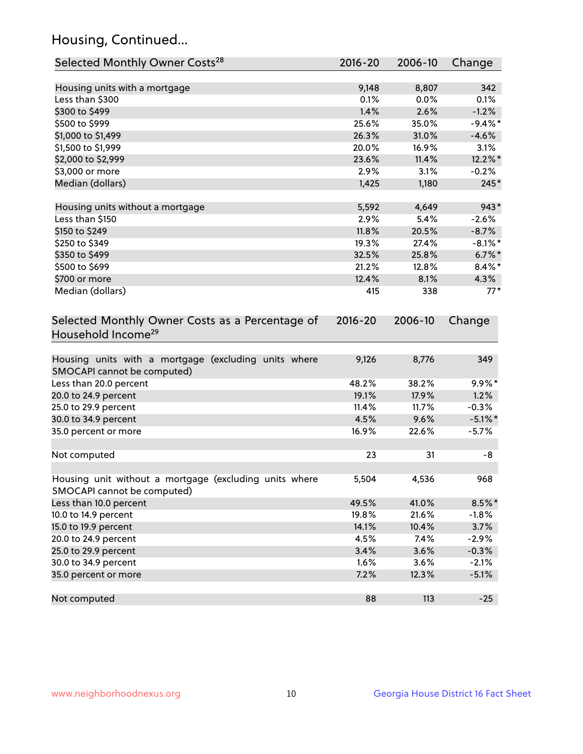## Housing, Continued...

| Selected Monthly Owner Costs[28] | 2016-20 | 2006-10 | Change |
|---|---|---|---|
| Housing units with a mortgage | 9,148 | 8,807 | 342 |
| Less than $300 | 0.1% | 0.0% | 0.1% |
| $300 to $499 | 1.4% | 2.6% | -1.2% |
| $500 to $999 | 25.6% | 35.0% | -9.4%* |
| $1,000 to $1,499 | 26.3% | 31.0% | -4.6% |
| $1,500 to $1,999 | 20.0% | 16.9% | 3.1% |
| $2,000 to $2,999 | 23.6% | 11.4% | 12.2%* |
| $3,000 or more | 2.9% | 3.1% | -0.2% |
| Median (dollars) | 1,425 | 1,180 | 245* |
| | | | |
| Housing units without a mortgage | 5,592 | 4,649 | 943* |
| Less than $150 | 2.9% | 5.4% | -2.6% |
| $150 to $249 | 11.8% | 20.5% | -8.7% |
| $250 to $349 | 19.3% | 27.4% | -8.1%* |
| $350 to $499 | 32.5% | 25.8% | 6.7%* |
| $500 to $699 | 21.2% | 12.8% | 8.4%* |
| $700 or more | 12.4% | 8.1% | 4.3% |
| Median (dollars) | 415 | 338 | 77* |

| Selected Monthly Owner Costs as a Percentage of Household Income[29] | 2016-20 | 2006-10 | Change |
|---|---|---|---|
| Housing units with a mortgage (excluding units where SMOCAPI cannot be computed) | 9,126 | 8,776 | 349 |
| Less than 20.0 percent | 48.2% | 38.2% | 9.9%* |
| 20.0 to 24.9 percent | 19.1% | 17.9% | 1.2% |
| 25.0 to 29.9 percent | 11.4% | 11.7% | -0.3% |
| 30.0 to 34.9 percent | 4.5% | 9.6% | -5.1%* |
| 35.0 percent or more | 16.9% | 22.6% | -5.7% |
| | | | |
| Not computed | 23 | 31 | -8 |
| | | | |
| Housing unit without a mortgage (excluding units where SMOCAPI cannot be computed) | 5,504 | 4,536 | 968 |
| Less than 10.0 percent | 49.5% | 41.0% | 8.5%* |
| 10.0 to 14.9 percent | 19.8% | 21.6% | -1.8% |
| 15.0 to 19.9 percent | 14.1% | 10.4% | 3.7% |
| 20.0 to 24.9 percent | 4.5% | 7.4% | -2.9% |
| 25.0 to 29.9 percent | 3.4% | 3.6% | -0.3% |
| 30.0 to 34.9 percent | 1.6% | 3.6% | -2.1% |
| 35.0 percent or more | 7.2% | 12.3% | -5.1% |
| | | | |
| Not computed | 88 | 113 | -25 |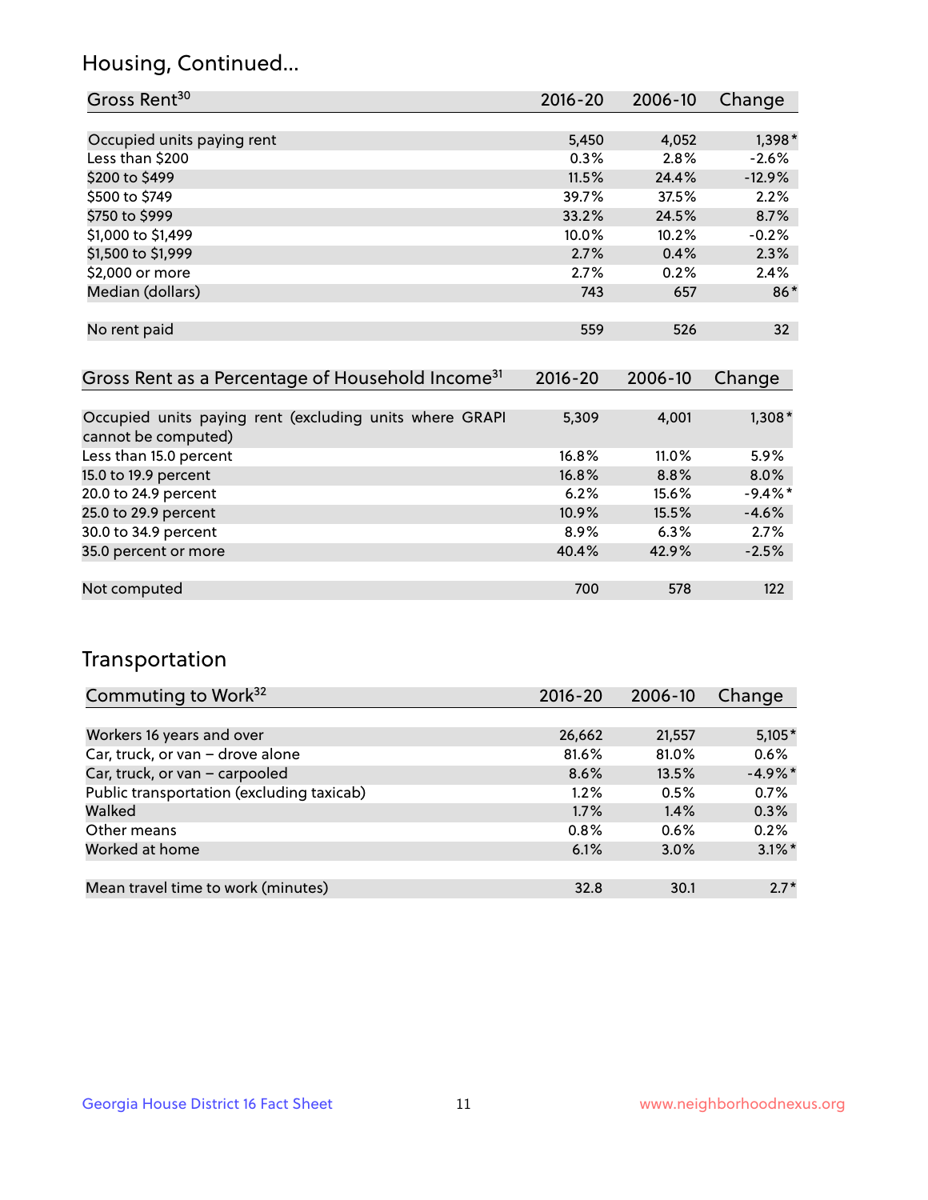## Housing, Continued...

| Gross Rent[30] | 2016-20 | 2006-10 | Change |
|---|---|---|---|
| Occupied units paying rent | 5,450 | 4,052 | 1,398* |
| Less than $200 | 0.3% | 2.8% | -2.6% |
| $200 to $499 | 11.5% | 24.4% | -12.9% |
| $500 to $749 | 39.7% | 37.5% | 2.2% |
| $750 to $999 | 33.2% | 24.5% | 8.7% |
| $1,000 to $1,499 | 10.0% | 10.2% | -0.2% |
| $1,500 to $1,999 | 2.7% | 0.4% | 2.3% |
| $2,000 or more | 2.7% | 0.2% | 2.4% |
| Median (dollars) | 743 | 657 | 86* |
| No rent paid | 559 | 526 | 32 |

| Gross Rent as a Percentage of Household Income[31] | 2016-20 | 2006-10 | Change |
|---|---|---|---|
| Occupied units paying rent (excluding units where GRAPI cannot be computed) | 5,309 | 4,001 | 1,308* |
| Less than 15.0 percent | 16.8% | 11.0% | 5.9% |
| 15.0 to 19.9 percent | 16.8% | 8.8% | 8.0% |
| 20.0 to 24.9 percent | 6.2% | 15.6% | -9.4%* |
| 25.0 to 29.9 percent | 10.9% | 15.5% | -4.6% |
| 30.0 to 34.9 percent | 8.9% | 6.3% | 2.7% |
| 35.0 percent or more | 40.4% | 42.9% | -2.5% |
| Not computed | 700 | 578 | 122 |

## Transportation

| Commuting to Work[32] | 2016-20 | 2006-10 | Change |
|---|---|---|---|
| Workers 16 years and over | 26,662 | 21,557 | 5,105* |
| Car, truck, or van – drove alone | 81.6% | 81.0% | 0.6% |
| Car, truck, or van – carpooled | 8.6% | 13.5% | -4.9%* |
| Public transportation (excluding taxicab) | 1.2% | 0.5% | 0.7% |
| Walked | 1.7% | 1.4% | 0.3% |
| Other means | 0.8% | 0.6% | 0.2% |
| Worked at home | 6.1% | 3.0% | 3.1%* |
| Mean travel time to work (minutes) | 32.8 | 30.1 | 2.7* |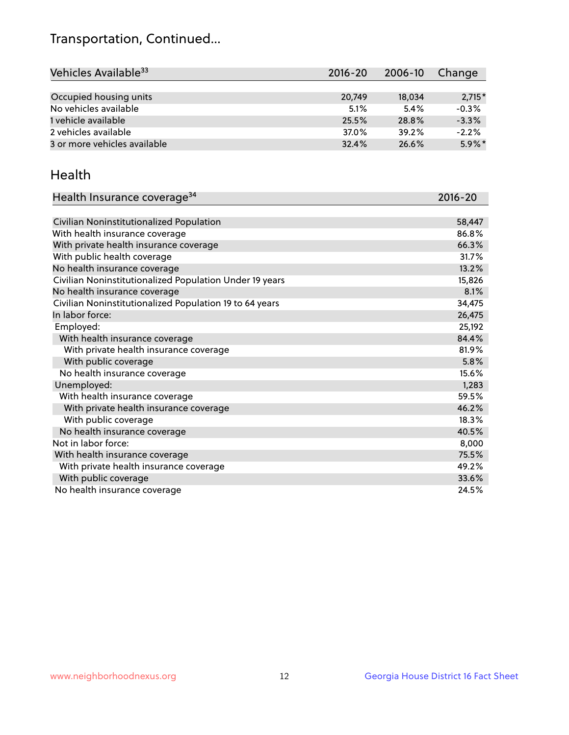# Transportation, Continued...

| Vehicles Available[33] | 2016-20 | 2006-10 | Change |
|---|---|---|---|
| Occupied housing units | 20,749 | 18,034 | 2,715* |
| No vehicles available | 5.1% | 5.4% | -0.3% |
| 1 vehicle available | 25.5% | 28.8% | -3.3% |
| 2 vehicles available | 37.0% | 39.2% | -2.2% |
| 3 or more vehicles available | 32.4% | 26.6% | 5.9%* |

## Health

| Health Insurance coverage[34] | 2016-20 |
|---|---|
| Civilian Noninstitutionalized Population | 58,447 |
| With health insurance coverage | 86.8% |
| With private health insurance coverage | 66.3% |
| With public health coverage | 31.7% |
| No health insurance coverage | 13.2% |
| Civilian Noninstitutionalized Population Under 19 years | 15,826 |
| No health insurance coverage | 8.1% |
| Civilian Noninstitutionalized Population 19 to 64 years | 34,475 |
| In labor force: | 26,475 |
| Employed: | 25,192 |
| With health insurance coverage | 84.4% |
| With private health insurance coverage | 81.9% |
| With public coverage | 5.8% |
| No health insurance coverage | 15.6% |
| Unemployed: | 1,283 |
| With health insurance coverage | 59.5% |
| With private health insurance coverage | 46.2% |
| With public coverage | 18.3% |
| No health insurance coverage | 40.5% |
| Not in labor force: | 8,000 |
| With health insurance coverage | 75.5% |
| With private health insurance coverage | 49.2% |
| With public coverage | 33.6% |
| No health insurance coverage | 24.5% |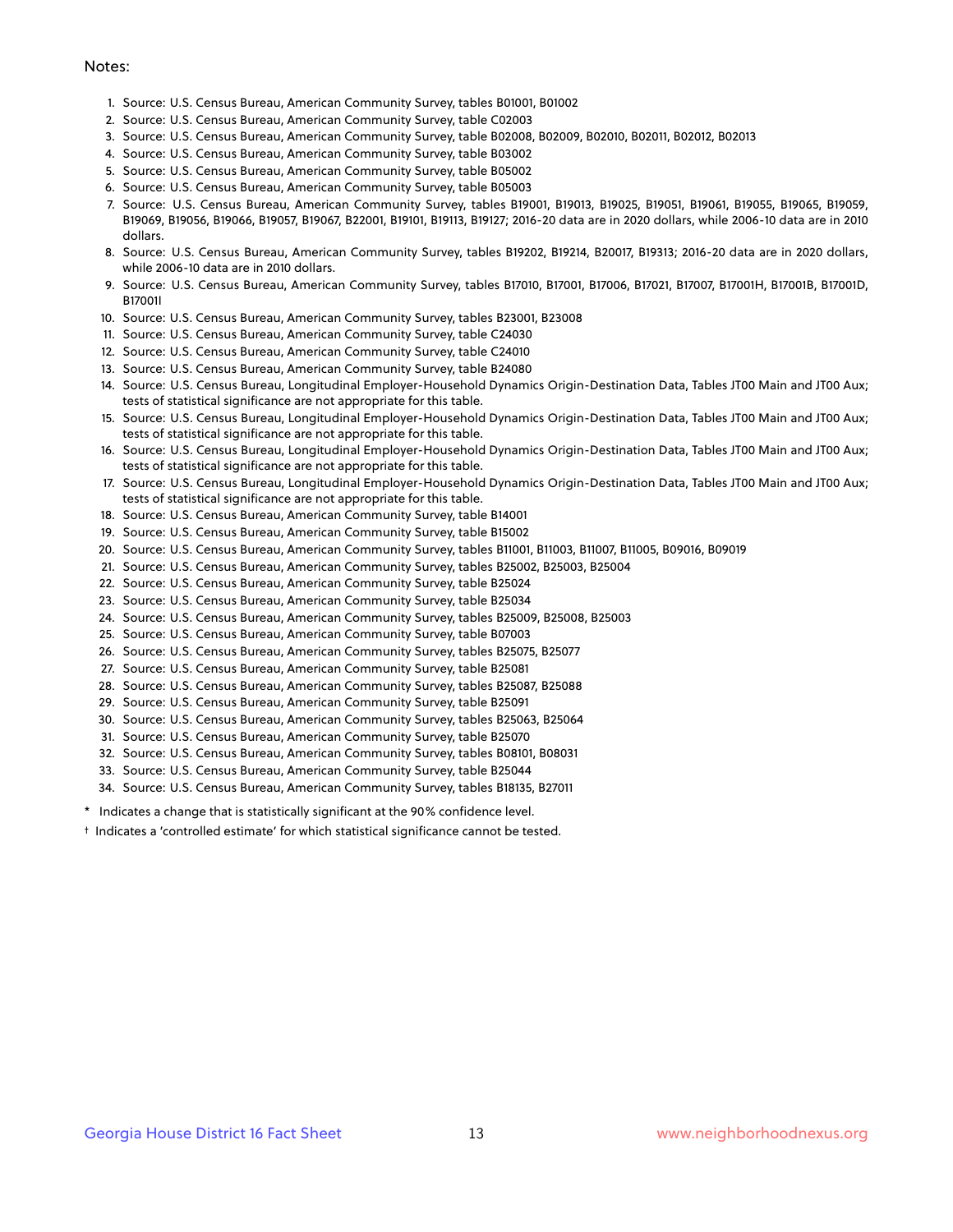Notes:

1. Source: U.S. Census Bureau, American Community Survey, tables B01001, B01002
2. Source: U.S. Census Bureau, American Community Survey, table C02003
3. Source: U.S. Census Bureau, American Community Survey, table B02008, B02009, B02010, B02011, B02012, B02013
4. Source: U.S. Census Bureau, American Community Survey, table B03002
5. Source: U.S. Census Bureau, American Community Survey, table B05002
6. Source: U.S. Census Bureau, American Community Survey, table B05003
7. Source: U.S. Census Bureau, American Community Survey, tables B19001, B19013, B19025, B19051, B19061, B19055, B19065, B19059, B19069, B19056, B19066, B19057, B19067, B22001, B19101, B19113, B19127; 2016-20 data are in 2020 dollars, while 2006-10 data are in 2010 dollars.
8. Source: U.S. Census Bureau, American Community Survey, tables B19202, B19214, B20017, B19313; 2016-20 data are in 2020 dollars, while 2006-10 data are in 2010 dollars.
9. Source: U.S. Census Bureau, American Community Survey, tables B17010, B17001, B17006, B17021, B17007, B17001H, B17001B, B17001D, B17001I
10. Source: U.S. Census Bureau, American Community Survey, tables B23001, B23008
11. Source: U.S. Census Bureau, American Community Survey, table C24030
12. Source: U.S. Census Bureau, American Community Survey, table C24010
13. Source: U.S. Census Bureau, American Community Survey, table B24080
14. Source: U.S. Census Bureau, Longitudinal Employer-Household Dynamics Origin-Destination Data, Tables JT00 Main and JT00 Aux; tests of statistical significance are not appropriate for this table.
15. Source: U.S. Census Bureau, Longitudinal Employer-Household Dynamics Origin-Destination Data, Tables JT00 Main and JT00 Aux; tests of statistical significance are not appropriate for this table.
16. Source: U.S. Census Bureau, Longitudinal Employer-Household Dynamics Origin-Destination Data, Tables JT00 Main and JT00 Aux; tests of statistical significance are not appropriate for this table.
17. Source: U.S. Census Bureau, Longitudinal Employer-Household Dynamics Origin-Destination Data, Tables JT00 Main and JT00 Aux; tests of statistical significance are not appropriate for this table.
18. Source: U.S. Census Bureau, American Community Survey, table B14001
19. Source: U.S. Census Bureau, American Community Survey, table B15002
20. Source: U.S. Census Bureau, American Community Survey, tables B11001, B11003, B11007, B11005, B09016, B09019
21. Source: U.S. Census Bureau, American Community Survey, tables B25002, B25003, B25004
22. Source: U.S. Census Bureau, American Community Survey, table B25024
23. Source: U.S. Census Bureau, American Community Survey, table B25034
24. Source: U.S. Census Bureau, American Community Survey, tables B25009, B25008, B25003
25. Source: U.S. Census Bureau, American Community Survey, table B07003
26. Source: U.S. Census Bureau, American Community Survey, tables B25075, B25077
27. Source: U.S. Census Bureau, American Community Survey, table B25081
28. Source: U.S. Census Bureau, American Community Survey, tables B25087, B25088
29. Source: U.S. Census Bureau, American Community Survey, table B25091
30. Source: U.S. Census Bureau, American Community Survey, tables B25063, B25064
31. Source: U.S. Census Bureau, American Community Survey, table B25070
32. Source: U.S. Census Bureau, American Community Survey, tables B08101, B08031
33. Source: U.S. Census Bureau, American Community Survey, table B25044
34. Source: U.S. Census Bureau, American Community Survey, tables B18135, B27011

\* Indicates a change that is statistically significant at the 90% confidence level.

† Indicates a 'controlled estimate' for which statistical significance cannot be tested.